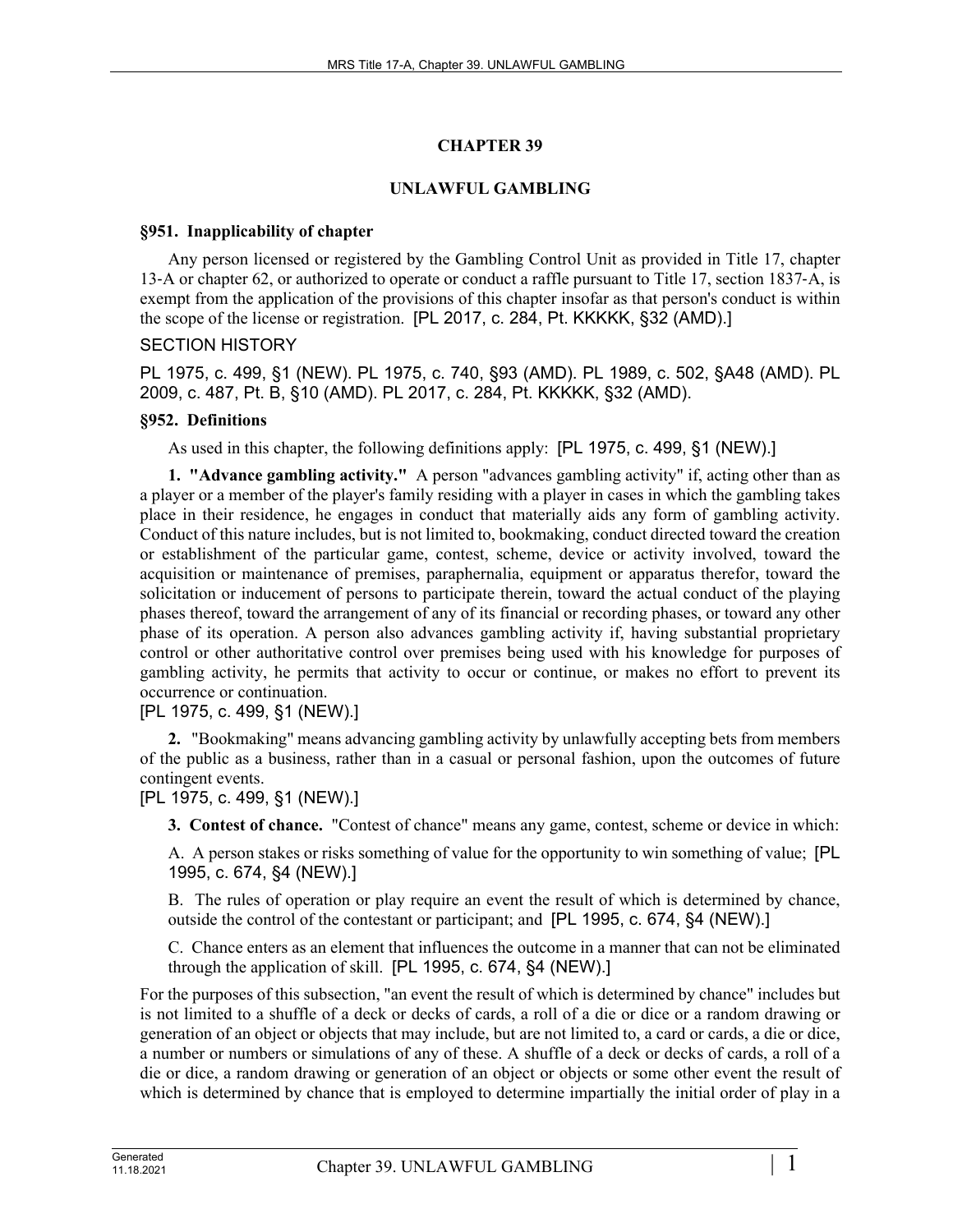# CHAPTER 39

# UNLAWFUL GAMBLING

### §951. Inapplicability of chapter

Any person licensed or registered by the Gambling Control Unit as provided in Title 17, chapter 13-A or chapter 62, or authorized to operate or conduct a raffle pursuant to Title 17, section 1837-A, is exempt from the application of the provisions of this chapter insofar as that person's conduct is within the scope of the license or registration. [PL 2017, c. 284, Pt. KKKKK, §32 (AMD).]

SECTION HISTORY

PL 1975, c. 499, §1 (NEW). PL 1975, c. 740, §93 (AMD). PL 1989, c. 502, §A48 (AMD). PL 2009, c. 487, Pt. B, §10 (AMD). PL 2017, c. 284, Pt. KKKKK, §32 (AMD).

### §952. Definitions

As used in this chapter, the following definitions apply: [PL 1975, c. 499, §1 (NEW).]

**1. "Advance gambling activity."** A person "advances gambling activity" if, acting other than as a player or a member of the player's family residing with a player in cases in which the gambling takes place in their residence, he engages in conduct that materially aids any form of gambling activity. Conduct of this nature includes, but is not limited to, bookmaking, conduct directed toward the creation or establishment of the particular game, contest, scheme, device or activity involved, toward the acquisition or maintenance of premises, paraphernalia, equipment or apparatus therefor, toward the solicitation or inducement of persons to participate therein, toward the actual conduct of the playing phases thereof, toward the arrangement of any of its financial or recording phases, or toward any other phase of its operation. A person also advances gambling activity if, having substantial proprietary control or other authoritative control over premises being used with his knowledge for purposes of gambling activity, he permits that activity to occur or continue, or makes no effort to prevent its occurrence or continuation.

[PL 1975, c. 499, §1 (NEW).]

**2.** "Bookmaking" means advancing gambling activity by unlawfully accepting bets from members of the public as a business, rather than in a casual or personal fashion, upon the outcomes of future contingent events.

[PL 1975, c. 499, §1 (NEW).]

**3. Contest of chance.** "Contest of chance" means any game, contest, scheme or device in which:

A. A person stakes or risks something of value for the opportunity to win something of value; [PL 1995, c. 674, §4 (NEW).]

B. The rules of operation or play require an event the result of which is determined by chance, outside the control of the contestant or participant; and [PL 1995, c. 674, §4 (NEW).]

C. Chance enters as an element that influences the outcome in a manner that can not be eliminated through the application of skill. [PL 1995, c. 674, §4 (NEW).]

For the purposes of this subsection, "an event the result of which is determined by chance" includes but is not limited to, a shuffle of a deck or decks of cards, a roll of a die or dice or a random drawing or generation of an object or objects that may include, but are not limited to, a card or cards, a die or dice, a number or numbers or simulations of any of these. A shuffle of a deck or decks of cards, a roll of a die or dice, a random drawing or generation of an object or objects or some other event the result of which is determined by chance that is employed to determine impartially the initial order of play in a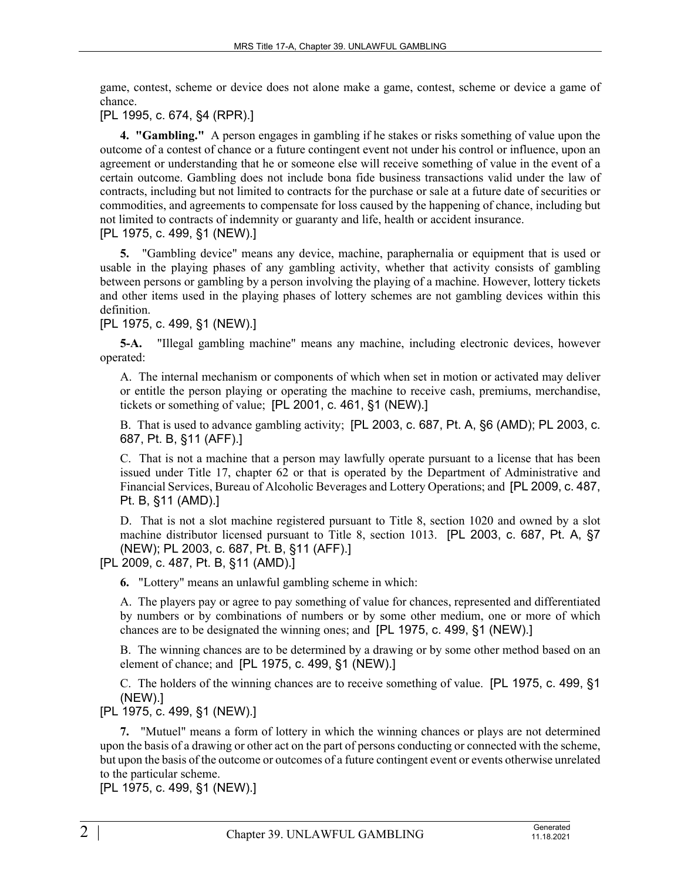game, contest, scheme or device does not alone make a game, contest, scheme or device a game of chance.

[PL 1995, c. 674, §4 (RPR).]

**4. "Gambling."** A person engages in gambling if he stakes or risks something of value upon the outcome of a contest of chance or a future contingent event not under his control or influence, upon an agreement or understanding that he or someone else will receive something of value in the event of a certain outcome. Gambling does not include bona fide business transactions valid under the law of contracts, including but not limited to contracts for the purchase or sale at a future date of securities or commodities, and agreements to compensate for loss caused by the happening of chance, including but not limited to contracts of indemnity or guaranty and life, health or accident insurance.

[PL 1975, c. 499, §1 (NEW).]

**5.** "Gambling device" means any device, machine, paraphernalia or equipment that is used or usable in the playing phases of any gambling activity, whether that activity consists of gambling between persons or gambling by a person involving the playing of a machine. However, lottery tickets and other items used in the playing phases of lottery schemes are not gambling devices within this definition.

[PL 1975, c. 499, §1 (NEW).]

**5-A.** "Illegal gambling machine" means any machine, including electronic devices, however operated:

A. The internal mechanism or components of which when set in motion or activated may deliver or entitle the person playing or operating the machine to receive cash, premiums, merchandise, tickets or something of value; [PL 2001, c. 461, §1 (NEW).]

B. That is used to advance gambling activity; [PL 2003, c. 687, Pt. A, §6 (AMD); PL 2003, c. 687, Pt. B, §11 (AFF).]

C. That is not a machine that a person may lawfully operate pursuant to a license that has been issued under Title 17, chapter 62 or that is operated by the Department of Administrative and Financial Services, Bureau of Alcoholic Beverages and Lottery Operations; and [PL 2009, c. 487, Pt. B, §11 (AMD).]

D. That is not a slot machine registered pursuant to Title 8, section 1020 and owned by a slot machine distributor licensed pursuant to Title 8, section 1013. [PL 2003, c. 687, Pt. A, §7 (NEW); PL 2003, c. 687, Pt. B, §11 (AFF).]

[PL 2009, c. 487, Pt. B, §11 (AMD).]

**6.** "Lottery" means an unlawful gambling scheme in which:

A. The players pay or agree to pay something of value for chances, represented and differentiated by numbers or by combinations of numbers or by some other medium, one or more of which chances are to be designated the winning ones; and [PL 1975, c. 499, §1 (NEW).]

B. The winning chances are to be determined by a drawing or by some other method based on an element of chance; and [PL 1975, c. 499, §1 (NEW).]

C. The holders of the winning chances are to receive something of value. [PL 1975, c. 499, §1 (NEW).]

[PL 1975, c. 499, §1 (NEW).]

**7.** "Mutuel" means a form of lottery in which the winning chances or plays are not determined upon the basis of a drawing or other act on the part of persons conducting or connected with the scheme, but upon the basis of the outcome or outcomes of a future contingent event or events otherwise unrelated to the particular scheme.

[PL 1975, c. 499, §1 (NEW).]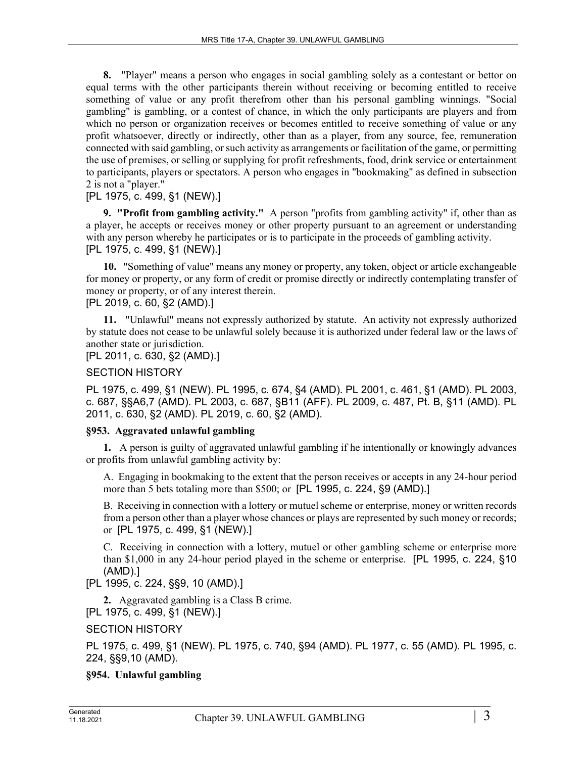**8.** "Player" means a person who engages in social gambling solely as a contestant or bettor on equal terms with the other participants therein without receiving or becoming entitled to receive something of value or any profit therefrom other than his personal gambling winnings. "Social gambling" is gambling, or a contest of chance, in which the only participants are players and from which no person or organization receives or becomes entitled to receive something of value or any profit whatsoever, directly or indirectly, other than as a player, from any source, fee, remuneration connected with said gambling, or such activity as arrangements or facilitation of the game, or permitting the use of premises, or selling or supplying for profit refreshments, food, drink service or entertainment to participants, players or spectators. A person who engages in "bookmaking" as defined in subsection 2 is not a "player."

[PL 1975, c. 499, §1 (NEW).]

**9. "Profit from gambling activity."** A person "profits from gambling activity" if, other than as a player, he accepts or receives money or other property pursuant to an agreement or understanding with any person whereby he participates or is to participate in the proceeds of gambling activity.

[PL 1975, c. 499, §1 (NEW).]

**10.** "Something of value" means any money or property, any token, object or article exchangeable for money or property, or any form of credit or promise directly or indirectly contemplating transfer of money or property, or of any interest therein.

[PL 2019, c. 60, §2 (AMD).]

**11.** "Unlawful" means not expressly authorized by statute. An activity not expressly authorized by statute does not cease to be unlawful solely because it is authorized under federal law or the laws of another state or jurisdiction.

[PL 2011, c. 630, §2 (AMD).]

SECTION HISTORY

PL 1975, c. 499, §1 (NEW). PL 1995, c. 674, §4 (AMD). PL 2001, c. 461, §1 (AMD). PL 2003, c. 687, §§A6,7 (AMD). PL 2003, c. 687, §B11 (AFF). PL 2009, c. 487, Pt. B, §11 (AMD). PL 2011, c. 630, §2 (AMD). PL 2019, c. 60, §2 (AMD).

### §953. Aggravated unlawful gambling

**1.** A person is guilty of aggravated unlawful gambling if he intentionally or knowingly advances or profits from unlawful gambling activity by:

A. Engaging in bookmaking to the extent that the person receives or accepts in any 24-hour period more than 5 bets totaling more than $500; or [PL 1995, c. 224, §9 (AMD).]

B. Receiving in connection with a lottery or mutuel scheme or enterprise, money or written records from a person other than a player whose chances or plays are represented by such money or records; or [PL 1975, c. 499, §1 (NEW).]

C. Receiving in connection with a lottery, mutuel or other gambling scheme or enterprise more than $1,000 in any 24-hour period played in the scheme or enterprise. [PL 1995, c. 224, §10 (AMD).]

[PL 1995, c. 224, §§9, 10 (AMD).]

**2.** Aggravated gambling is a Class B crime.

[PL 1975, c. 499, §1 (NEW).]

SECTION HISTORY

PL 1975, c. 499, §1 (NEW). PL 1975, c. 740, §94 (AMD). PL 1977, c. 55 (AMD). PL 1995, c. 224, §§9,10 (AMD).

### §954. Unlawful gambling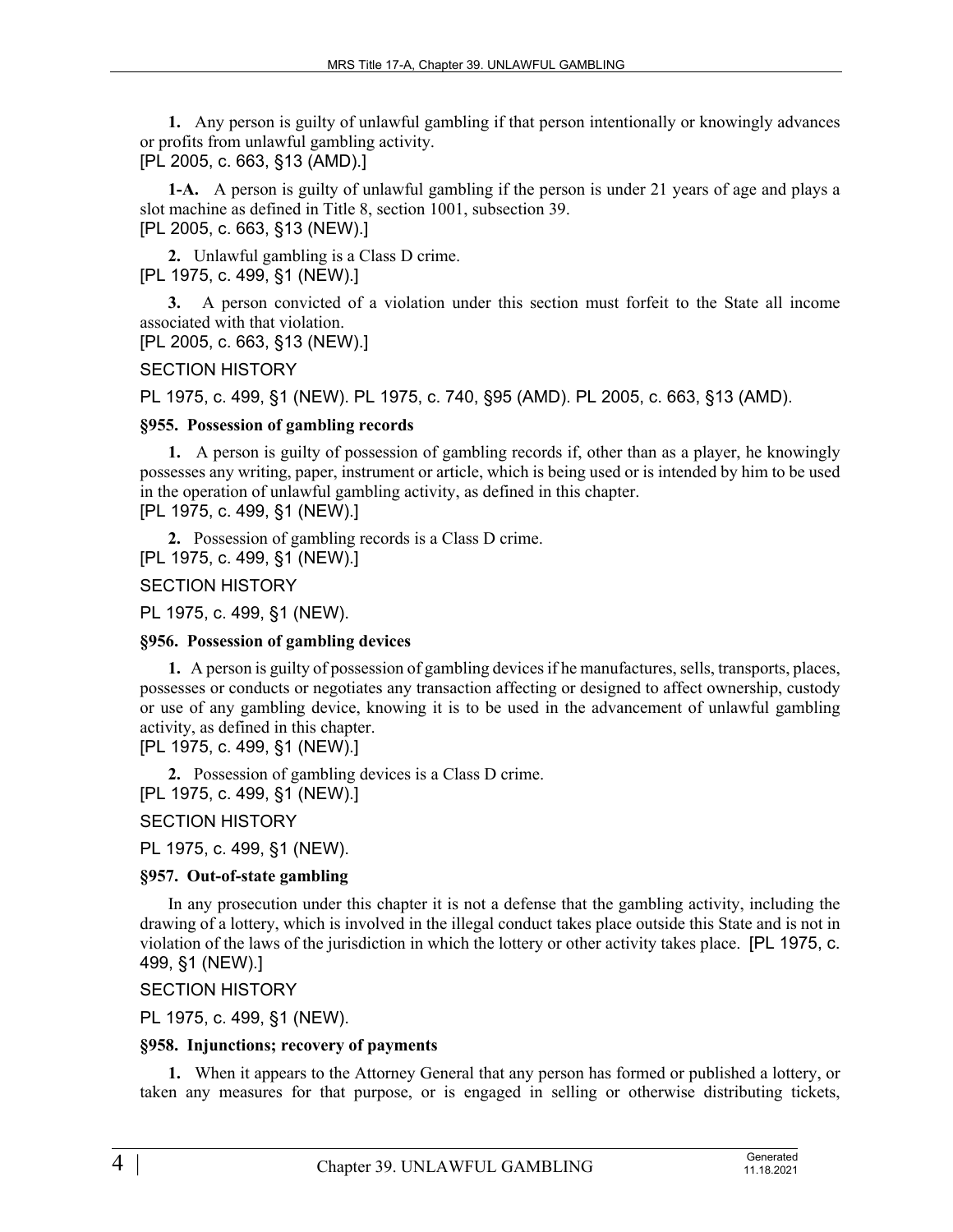**1.** Any person is guilty of unlawful gambling if that person intentionally or knowingly advances or profits from unlawful gambling activity.
[PL 2005, c. 663, §13 (AMD).]

**1-A.** A person is guilty of unlawful gambling if the person is under 21 years of age and plays a slot machine as defined in Title 8, section 1001, subsection 39.
[PL 2005, c. 663, §13 (NEW).]

**2.** Unlawful gambling is a Class D crime.
[PL 1975, c. 499, §1 (NEW).]

**3.** A person convicted of a violation under this section must forfeit to the State all income associated with that violation.
[PL 2005, c. 663, §13 (NEW).]

SECTION HISTORY

PL 1975, c. 499, §1 (NEW). PL 1975, c. 740, §95 (AMD). PL 2005, c. 663, §13 (AMD).

### §955. Possession of gambling records

**1.** A person is guilty of possession of gambling records if, other than as a player, he knowingly possesses any writing, paper, instrument or article, which is being used or is intended by him to be used in the operation of unlawful gambling activity, as defined in this chapter.
[PL 1975, c. 499, §1 (NEW).]

**2.** Possession of gambling records is a Class D crime.
[PL 1975, c. 499, §1 (NEW).]

SECTION HISTORY

PL 1975, c. 499, §1 (NEW).

### §956. Possession of gambling devices

**1.** A person is guilty of possession of gambling devices if he manufactures, sells, transports, places, possesses or conducts or negotiates any transaction affecting or designed to affect ownership, custody or use of any gambling device, knowing it is to be used in the advancement of unlawful gambling activity, as defined in this chapter.
[PL 1975, c. 499, §1 (NEW).]

**2.** Possession of gambling devices is a Class D crime.
[PL 1975, c. 499, §1 (NEW).]

SECTION HISTORY

PL 1975, c. 499, §1 (NEW).

### §957. Out-of-state gambling

In any prosecution under this chapter it is not a defense that the gambling activity, including the drawing of a lottery, which is involved in the illegal conduct takes place outside this State and is not in violation of the laws of the jurisdiction in which the lottery or other activity takes place. [PL 1975, c. 499, §1 (NEW).]

SECTION HISTORY

PL 1975, c. 499, §1 (NEW).

### §958. Injunctions; recovery of payments

**1.** When it appears to the Attorney General that any person has formed or published a lottery, or taken any measures for that purpose, or is engaged in selling or otherwise distributing tickets,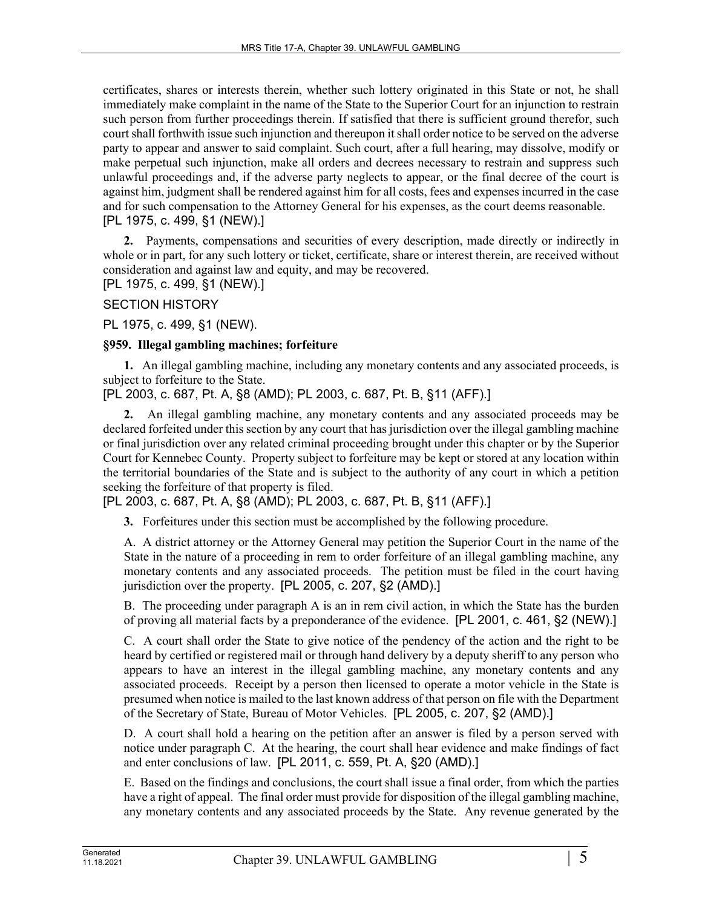certificates, shares or interests therein, whether such lottery originated in this State or not, he shall immediately make complaint in the name of the State to the Superior Court for an injunction to restrain such person from further proceedings therein. If satisfied that there is sufficient ground therefor, such court shall forthwith issue such injunction and thereupon it shall order notice to be served on the adverse party to appear and answer to said complaint. Such court, after a full hearing, may dissolve, modify or make perpetual such injunction, make all orders and decrees necessary to restrain and suppress such unlawful proceedings and, if the adverse party neglects to appear, or the final decree of the court is against him, judgment shall be rendered against him for all costs, fees and expenses incurred in the case and for such compensation to the Attorney General for his expenses, as the court deems reasonable.
[PL 1975, c. 499, §1 (NEW).]

**2.** Payments, compensations and securities of every description, made directly or indirectly in whole or in part, for any such lottery or ticket, certificate, share or interest therein, are received without consideration and against law and equity, and may be recovered.
[PL 1975, c. 499, §1 (NEW).]

SECTION HISTORY

PL 1975, c. 499, §1 (NEW).

**§959. Illegal gambling machines; forfeiture**

**1.** An illegal gambling machine, including any monetary contents and any associated proceeds, is subject to forfeiture to the State.
[PL 2003, c. 687, Pt. A, §8 (AMD); PL 2003, c. 687, Pt. B, §11 (AFF).]

**2.** An illegal gambling machine, any monetary contents and any associated proceeds may be declared forfeited under this section by any court that has jurisdiction over the illegal gambling machine or final jurisdiction over any related criminal proceeding brought under this chapter or by the Superior Court for Kennebec County. Property subject to forfeiture may be kept or stored at any location within the territorial boundaries of the State and is subject to the authority of any court in which a petition seeking the forfeiture of that property is filed.
[PL 2003, c. 687, Pt. A, §8 (AMD); PL 2003, c. 687, Pt. B, §11 (AFF).]

**3.** Forfeitures under this section must be accomplished by the following procedure.

A. A district attorney or the Attorney General may petition the Superior Court in the name of the State in the nature of a proceeding in rem to order forfeiture of an illegal gambling machine, any monetary contents and any associated proceeds. The petition must be filed in the court having jurisdiction over the property. [PL 2005, c. 207, §2 (AMD).]

B. The proceeding under paragraph A is an in rem civil action, in which the State has the burden of proving all material facts by a preponderance of the evidence. [PL 2001, c. 461, §2 (NEW).]

C. A court shall order the State to give notice of the pendency of the action and the right to be heard by certified or registered mail or through hand delivery by a deputy sheriff to any person who appears to have an interest in the illegal gambling machine, any monetary contents and any associated proceeds. Receipt by a person then licensed to operate a motor vehicle in the State is presumed when notice is mailed to the last known address of that person on file with the Department of the Secretary of State, Bureau of Motor Vehicles. [PL 2005, c. 207, §2 (AMD).]

D. A court shall hold a hearing on the petition after an answer is filed by a person served with notice under paragraph C. At the hearing, the court shall hear evidence and make findings of fact and enter conclusions of law. [PL 2011, c. 559, Pt. A, §20 (AMD).]

E. Based on the findings and conclusions, the court shall issue a final order, from which the parties have a right of appeal. The final order must provide for disposition of the illegal gambling machine, any monetary contents and any associated proceeds by the State. Any revenue generated by the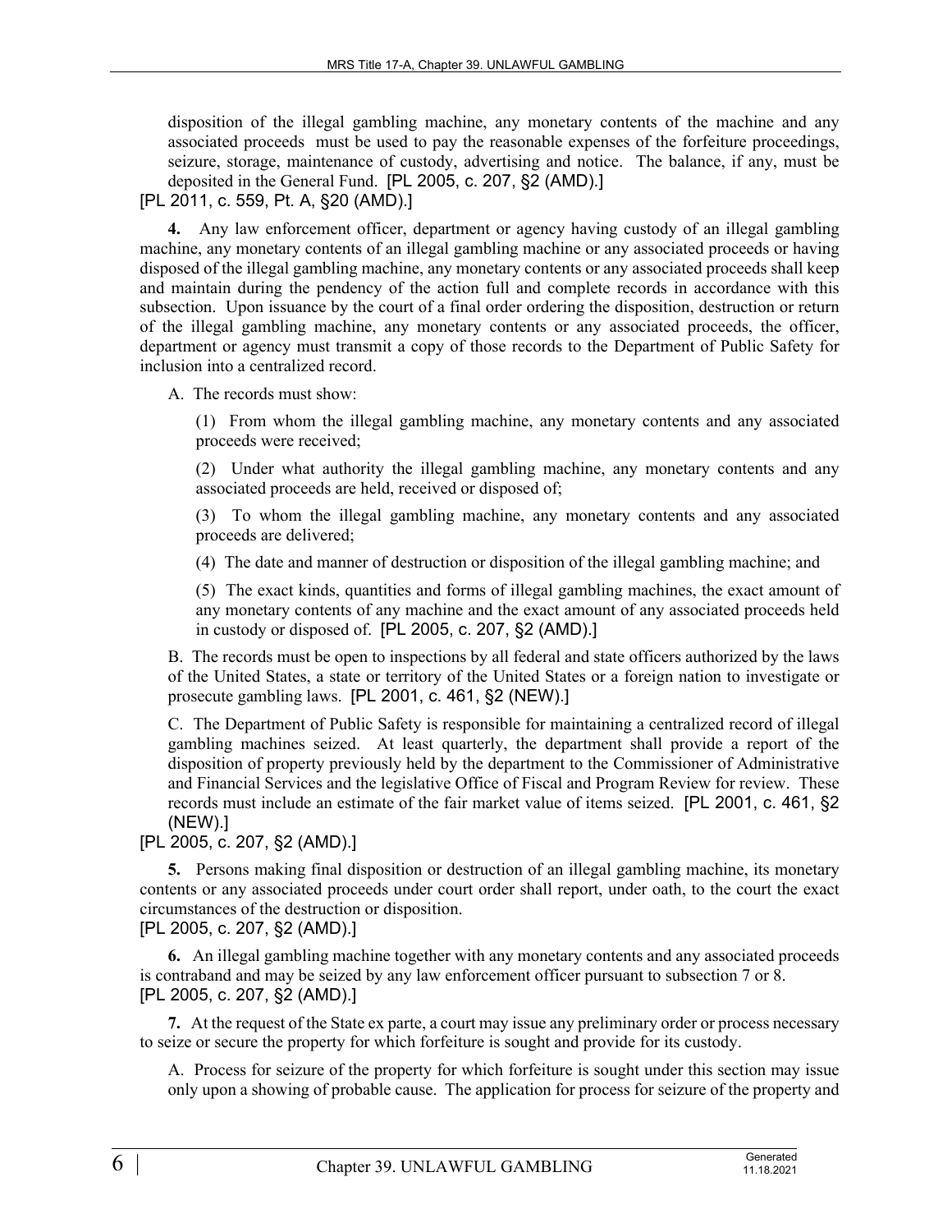disposition of the illegal gambling machine, any monetary contents of the machine and any associated proceeds must be used to pay the reasonable expenses of the forfeiture proceedings, seizure, storage, maintenance of custody, advertising and notice. The balance, if any, must be deposited in the General Fund. [PL 2005, c. 207, §2 (AMD).]

[PL 2011, c. 559, Pt. A, §20 (AMD).]

**4.** Any law enforcement officer, department or agency having custody of an illegal gambling machine, any monetary contents of an illegal gambling machine or any associated proceeds or having disposed of the illegal gambling machine, any monetary contents or any associated proceeds shall keep and maintain during the pendency of the action full and complete records in accordance with this subsection. Upon issuance by the court of a final order ordering the disposition, destruction or return of the illegal gambling machine, any monetary contents or any associated proceeds, the officer, department or agency must transmit a copy of those records to the Department of Public Safety for inclusion into a centralized record.

A. The records must show:

(1) From whom the illegal gambling machine, any monetary contents and any associated proceeds were received;

(2) Under what authority the illegal gambling machine, any monetary contents and any associated proceeds are held, received or disposed of;

(3) To whom the illegal gambling machine, any monetary contents and any associated proceeds are delivered;

(4) The date and manner of destruction or disposition of the illegal gambling machine; and

(5) The exact kinds, quantities and forms of illegal gambling machines, the exact amount of any monetary contents of any machine and the exact amount of any associated proceeds held in custody or disposed of. [PL 2005, c. 207, §2 (AMD).]

B. The records must be open to inspections by all federal and state officers authorized by the laws of the United States, a state or territory of the United States or a foreign nation to investigate or prosecute gambling laws. [PL 2001, c. 461, §2 (NEW).]

C. The Department of Public Safety is responsible for maintaining a centralized record of illegal gambling machines seized. At least quarterly, the department shall provide a report of the disposition of property previously held by the department to the Commissioner of Administrative and Financial Services and the legislative Office of Fiscal and Program Review for review. These records must include an estimate of the fair market value of items seized. [PL 2001, c. 461, §2 (NEW).]

[PL 2005, c. 207, §2 (AMD).]

**5.** Persons making final disposition or destruction of an illegal gambling machine, its monetary contents or any associated proceeds under court order shall report, under oath, to the court the exact circumstances of the destruction or disposition.

[PL 2005, c. 207, §2 (AMD).]

**6.** An illegal gambling machine together with any monetary contents and any associated proceeds is contraband and may be seized by any law enforcement officer pursuant to subsection 7 or 8.

[PL 2005, c. 207, §2 (AMD).]

**7.** At the request of the State ex parte, a court may issue any preliminary order or process necessary to seize or secure the property for which forfeiture is sought and provide for its custody.

A. Process for seizure of the property for which forfeiture is sought under this section may issue only upon a showing of probable cause. The application for process for seizure of the property and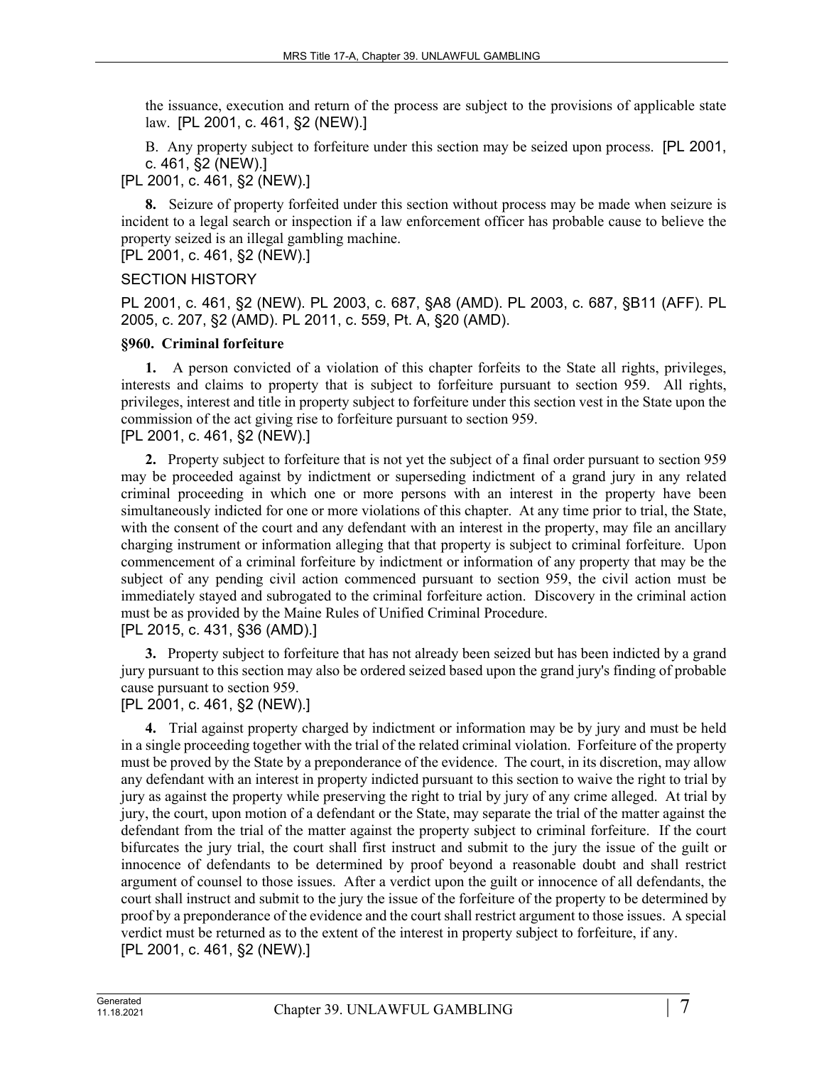the issuance, execution and return of the process are subject to the provisions of applicable state law. [PL 2001, c. 461, §2 (NEW).]

B. Any property subject to forfeiture under this section may be seized upon process. [PL 2001, c. 461, §2 (NEW).]

[PL 2001, c. 461, §2 (NEW).]

**8.** Seizure of property forfeited under this section without process may be made when seizure is incident to a legal search or inspection if a law enforcement officer has probable cause to believe the property seized is an illegal gambling machine.

[PL 2001, c. 461, §2 (NEW).]

SECTION HISTORY

PL 2001, c. 461, §2 (NEW). PL 2003, c. 687, §A8 (AMD). PL 2003, c. 687, §B11 (AFF). PL 2005, c. 207, §2 (AMD). PL 2011, c. 559, Pt. A, §20 (AMD).

**§960. Criminal forfeiture**

**1.** A person convicted of a violation of this chapter forfeits to the State all rights, privileges, interests and claims to property that is subject to forfeiture pursuant to section 959. All rights, privileges, interest and title in property subject to forfeiture under this section vest in the State upon the commission of the act giving rise to forfeiture pursuant to section 959.

[PL 2001, c. 461, §2 (NEW).]

**2.** Property subject to forfeiture that is not yet the subject of a final order pursuant to section 959 may be proceeded against by indictment or superseding indictment of a grand jury in any related criminal proceeding in which one or more persons with an interest in the property have been simultaneously indicted for one or more violations of this chapter. At any time prior to trial, the State, with the consent of the court and any defendant with an interest in the property, may file an ancillary charging instrument or information alleging that that property is subject to criminal forfeiture. Upon commencement of a criminal forfeiture by indictment or information of any property that may be the subject of any pending civil action commenced pursuant to section 959, the civil action must be immediately stayed and subrogated to the criminal forfeiture action. Discovery in the criminal action must be as provided by the Maine Rules of Unified Criminal Procedure.

[PL 2015, c. 431, §36 (AMD).]

**3.** Property subject to forfeiture that has not already been seized but has been indicted by a grand jury pursuant to this section may also be ordered seized based upon the grand jury's finding of probable cause pursuant to section 959.

[PL 2001, c. 461, §2 (NEW).]

**4.** Trial against property charged by indictment or information may be by jury and must be held in a single proceeding together with the trial of the related criminal violation. Forfeiture of the property must be proved by the State by a preponderance of the evidence. The court, in its discretion, may allow any defendant with an interest in property indicted pursuant to this section to waive the right to trial by jury as against the property while preserving the right to trial by jury of any crime alleged. At trial by jury, the court, upon motion of a defendant or the State, may separate the trial of the matter against the defendant from the trial of the matter against the property subject to criminal forfeiture. If the court bifurcates the jury trial, the court shall first instruct and submit to the jury the issue of the guilt or innocence of defendants to be determined by proof beyond a reasonable doubt and shall restrict argument of counsel to those issues. After a verdict upon the guilt or innocence of all defendants, the court shall instruct and submit to the jury the issue of the forfeiture of the property to be determined by proof by a preponderance of the evidence and the court shall restrict argument to those issues. A special verdict must be returned as to the extent of the interest in property subject to forfeiture, if any.

[PL 2001, c. 461, §2 (NEW).]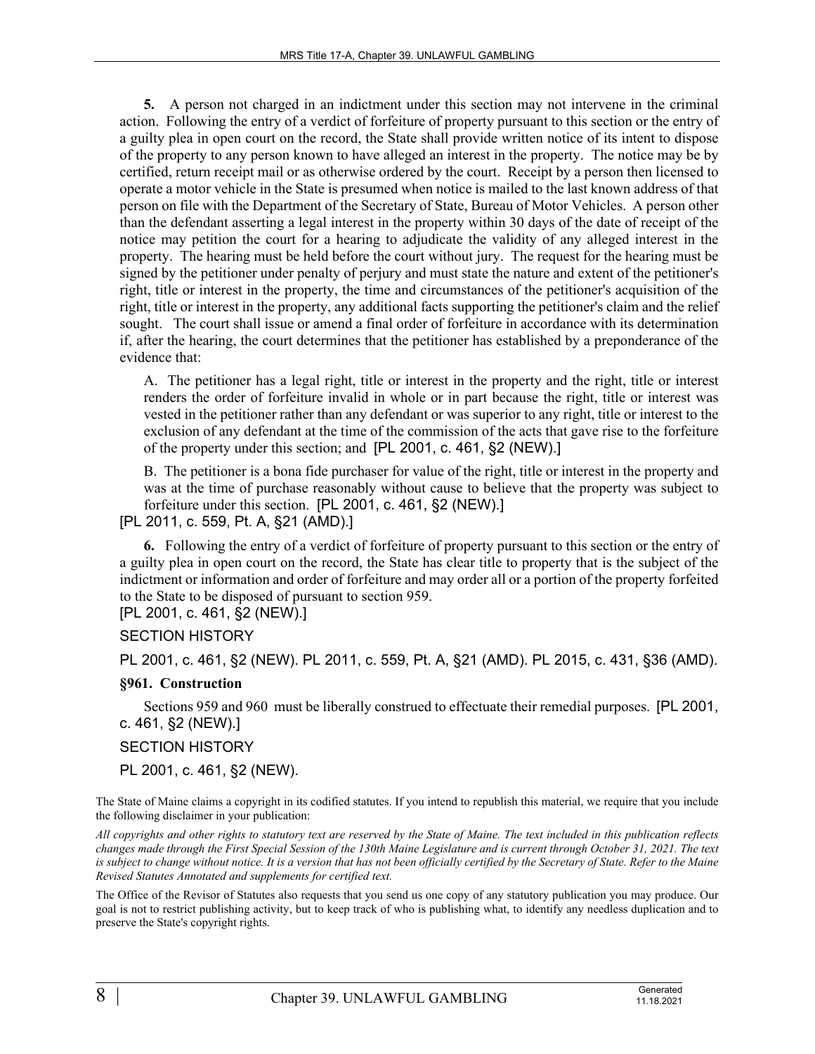**5.** A person not charged in an indictment under this section may not intervene in the criminal action. Following the entry of a verdict of forfeiture of property pursuant to this section or the entry of a guilty plea in open court on the record, the State shall provide written notice of its intent to dispose of the property to any person known to have alleged an interest in the property. The notice may be by certified, return receipt mail or as otherwise ordered by the court. Receipt by a person then licensed to operate a motor vehicle in the State is presumed when notice is mailed to the last known address of that person on file with the Department of the Secretary of State, Bureau of Motor Vehicles. A person other than the defendant asserting a legal interest in the property within 30 days of the date of receipt of the notice may petition the court for a hearing to adjudicate the validity of any alleged interest in the property. The hearing must be held before the court without jury. The request for the hearing must be signed by the petitioner under penalty of perjury and must state the nature and extent of the petitioner's right, title or interest in the property, the time and circumstances of the petitioner's acquisition of the right, title or interest in the property, any additional facts supporting the petitioner's claim and the relief sought. The court shall issue or amend a final order of forfeiture in accordance with its determination if, after the hearing, the court determines that the petitioner has established by a preponderance of the evidence that:

A. The petitioner has a legal right, title or interest in the property and the right, title or interest renders the order of forfeiture invalid in whole or in part because the right, title or interest was vested in the petitioner rather than any defendant or was superior to any right, title or interest to the exclusion of any defendant at the time of the commission of the acts that gave rise to the forfeiture of the property under this section; and [PL 2001, c. 461, §2 (NEW).]

B. The petitioner is a bona fide purchaser for value of the right, title or interest in the property and was at the time of purchase reasonably without cause to believe that the property was subject to forfeiture under this section. [PL 2001, c. 461, §2 (NEW).]

[PL 2011, c. 559, Pt. A, §21 (AMD).]

**6.** Following the entry of a verdict of forfeiture of property pursuant to this section or the entry of a guilty plea in open court on the record, the State has clear title to property that is the subject of the indictment or information and order of forfeiture and may order all or a portion of the property forfeited to the State to be disposed of pursuant to section 959.

[PL 2001, c. 461, §2 (NEW).]

SECTION HISTORY

PL 2001, c. 461, §2 (NEW). PL 2011, c. 559, Pt. A, §21 (AMD). PL 2015, c. 431, §36 (AMD).

### §961. Construction

Sections 959 and 960 must be liberally construed to effectuate their remedial purposes. [PL 2001, c. 461, §2 (NEW).]

SECTION HISTORY

PL 2001, c. 461, §2 (NEW).

The State of Maine claims a copyright in its codified statutes. If you intend to republish this material, we require that you include the following disclaimer in your publication:

*All copyrights and other rights to statutory text are reserved by the State of Maine. The text included in this publication reflects changes made through the First Special Session of the 130th Maine Legislature and is current through October 31, 2021. The text is subject to change without notice. It is a version that has not been officially certified by the Secretary of State. Refer to the Maine Revised Statutes Annotated and supplements for certified text.*

The Office of the Revisor of Statutes also requests that you send us one copy of any statutory publication you may produce. Our goal is not to restrict publishing activity, but to keep track of who is publishing what, to identify any needless duplication and to preserve the State's copyright rights.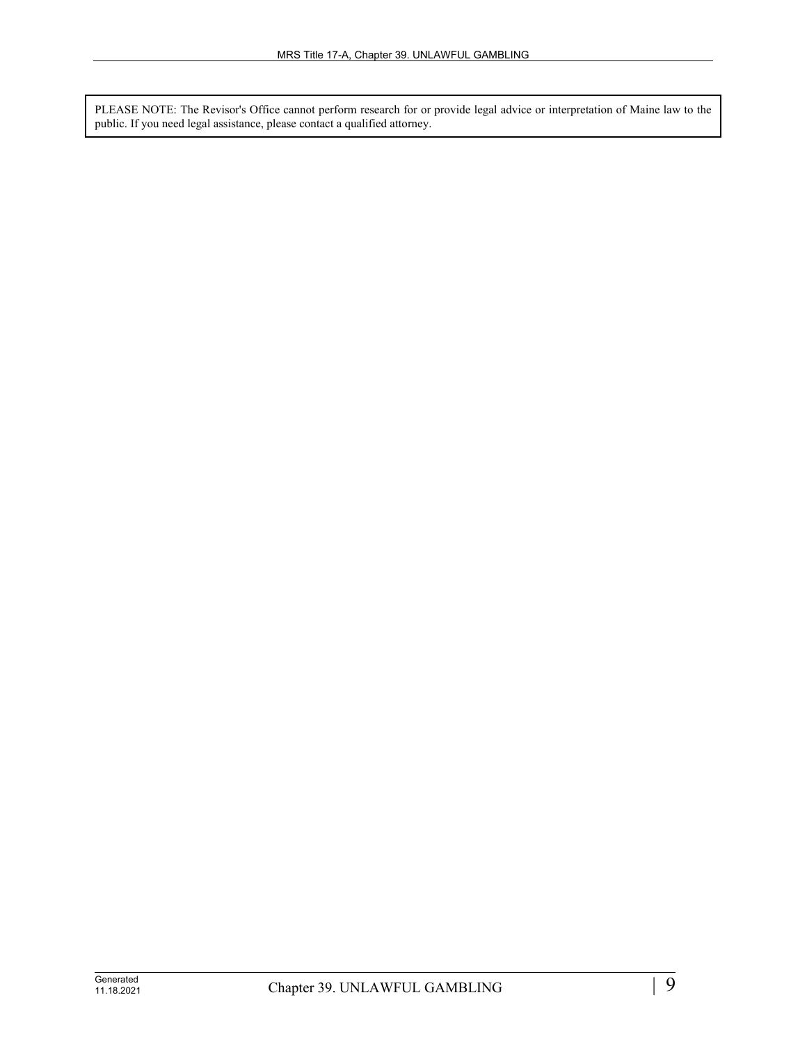PLEASE NOTE: The Revisor's Office cannot perform research for or provide legal advice or interpretation of Maine law to the public. If you need legal assistance, please contact a qualified attorney.